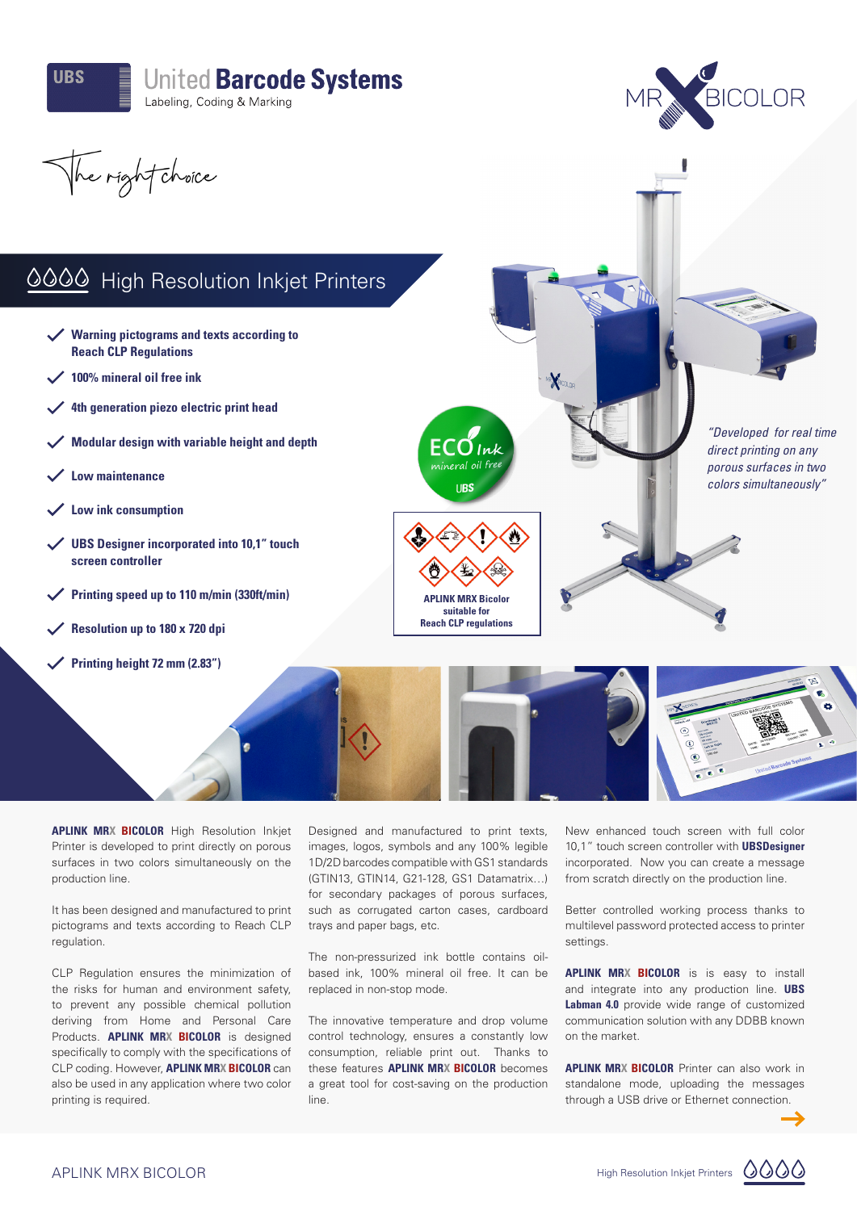UBS

United **Barcode Systems**
Labeling, Coding & Marking

MR X BICOLOR

*The right choice*

## High Resolution Inkjet Printers

- **Warning pictograms and texts according to Reach CLP Regulations**
- **100% mineral oil free ink**
- **4th generation piezo electric print head**
- **Modular design with variable height and depth**
- **Low maintenance**
- **Low ink consumption**
- **UBS Designer incorporated into 10,1" touch screen controller**
- **Printing speed up to 110 m/min (330ft/min)**
- **Resolution up to 180 x 720 dpi**
- **Printing height 72 mm (2.83")**

ECO Ink
mineral oil free
UBS

**APLINK MRX Bicolor suitable for Reach CLP regulations**

*"Developed for real time direct printing on any porous surfaces in two colors simultaneously"*

**APLINK MRX BICOLOR** High Resolution Inkjet Printer is developed to print directly on porous surfaces in two colors simultaneously on the production line.

It has been designed and manufactured to print pictograms and texts according to Reach CLP regulation.

CLP Regulation ensures the minimization of the risks for human and environment safety, to prevent any possible chemical pollution deriving from Home and Personal Care Products. **APLINK MRX BICOLOR** is designed specifically to comply with the specifications of CLP coding. However, **APLINK MRX BICOLOR** can also be used in any application where two color printing is required.

Designed and manufactured to print texts, images, logos, symbols and any 100% legible 1D/2D barcodes compatible with GS1 standards (GTIN13, GTIN14, G21-128, GS1 Datamatrix…) for secondary packages of porous surfaces, such as corrugated carton cases, cardboard trays and paper bags, etc.

The non-pressurized ink bottle contains oil-based ink, 100% mineral oil free. It can be replaced in non-stop mode.

The innovative temperature and drop volume control technology, ensures a constantly low consumption, reliable print out. Thanks to these features **APLINK MRX BICOLOR** becomes a great tool for cost-saving on the production line.

New enhanced touch screen with full color 10,1" touch screen controller with **UBSDesigner** incorporated. Now you can create a message from scratch directly on the production line.

Better controlled working process thanks to multilevel password protected access to printer settings.

**APLINK MRX BICOLOR** is is easy to install and integrate into any production line. **UBS Labman 4.0** provide wide range of customized communication solution with any DDBB known on the market.

**APLINK MRX BICOLOR** Printer can also work in standalone mode, uploading the messages through a USB drive or Ethernet connection.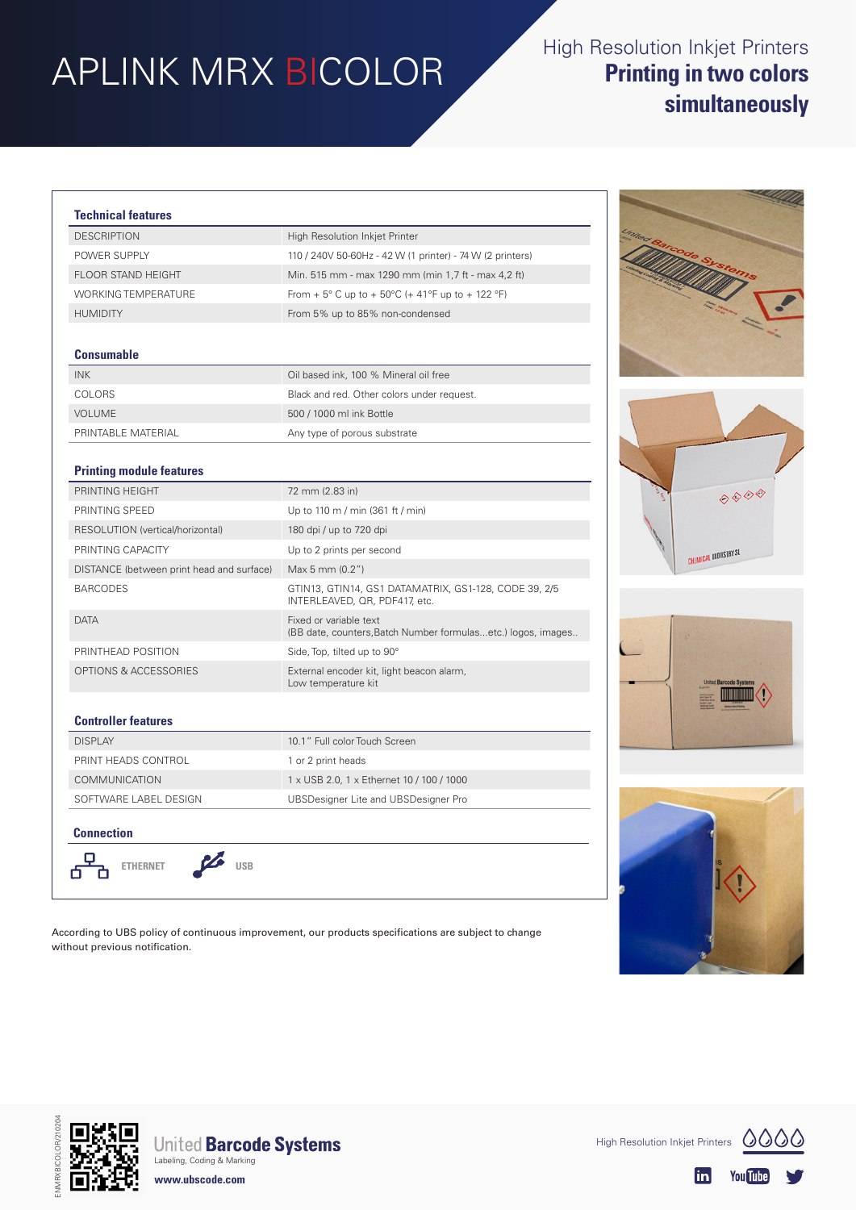# APLINK MRX BICOLOR

High Resolution Inkjet Printers
**Printing in two colors simultaneously**

### Technical features

| | |
|---|---|
| DESCRIPTION | High Resolution Inkjet Printer |
| POWER SUPPLY | 110 / 240V 50-60Hz - 42 W (1 printer) - 74 W (2 printers) |
| FLOOR STAND HEIGHT | Min. 515 mm - max 1290 mm (min 1,7 ft - max 4,2 ft) |
| WORKING TEMPERATURE | From + 5° C up to + 50°C (+ 41°F up to + 122 °F) |
| HUMIDITY | From 5% up to 85% non-condensed |

### Consumable

| | |
|---|---|
| INK | Oil based ink, 100 % Mineral oil free |
| COLORS | Black and red. Other colors under request. |
| VOLUME | 500 / 1000 ml ink Bottle |
| PRINTABLE MATERIAL | Any type of porous substrate |

### Printing module features

| | |
|---|---|
| PRINTING HEIGHT | 72 mm (2.83 in) |
| PRINTING SPEED | Up to 110 m / min (361 ft / min) |
| RESOLUTION (vertical/horizontal) | 180 dpi / up to 720 dpi |
| PRINTING CAPACITY | Up to 2 prints per second |
| DISTANCE (between print head and surface) | Max 5 mm (0.2") |
| BARCODES | GTIN13, GTIN14, GS1 DATAMATRIX, GS1-128, CODE 39, 2/5 INTERLEAVED, QR, PDF417, etc. |
| DATA | Fixed or variable text (BB date, counters,Batch Number formulas...etc.) logos, images.. |
| PRINTHEAD POSITION | Side, Top, tilted up to 90° |
| OPTIONS & ACCESSORIES | External encoder kit, light beacon alarm, Low temperature kit |

### Controller features

| | |
|---|---|
| DISPLAY | 10.1" Full color Touch Screen |
| PRINT HEADS CONTROL | 1 or 2 print heads |
| COMMUNICATION | 1 x USB 2.0, 1 x Ethernet 10 / 100 / 1000 |
| SOFTWARE LABEL DESIGN | UBSDesigner Lite and UBSDesigner Pro |

### Connection

ETHERNET

USB

According to UBS policy of continuous improvement, our products specifications are subject to change without previous notification.

ENMRXBICOLOR/210204

United **Barcode Systems**
Labeling, Coding & Marking
**www.ubscode.com**

High Resolution Inkjet Printers